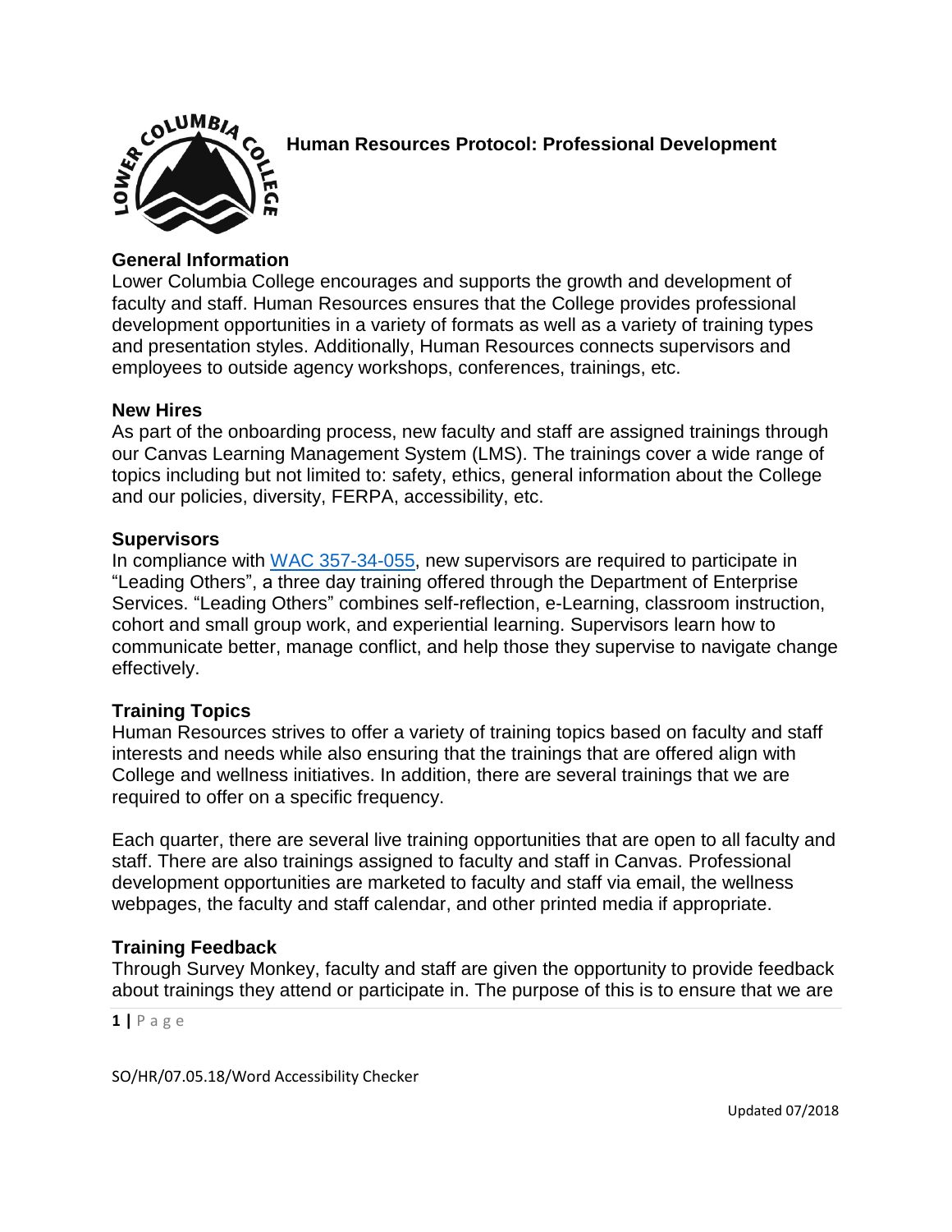# Human Resources Protocol: Professional Development

## General Information

Lower Columbia College encourages and supports the growth and development of faculty and staff. Human Resources ensures that the College provides professional development opportunities in a variety of formats as well as a variety of training types and presentation styles. Additionally, Human Resources connects supervisors and employees to outside agency workshops, conferences, trainings, etc.

## New Hires

As part of the onboarding process, new faculty and staff are assigned trainings through our Canvas Learning Management System (LMS). The trainings cover a wide range of topics including but not limited to: safety, ethics, general information about the College and our policies, diversity, FERPA, accessibility, etc.

## Supervisors

In compliance with [WAC 357-34-055](), new supervisors are required to participate in "Leading Others", a three day training offered through the Department of Enterprise Services. "Leading Others" combines self-reflection, e-Learning, classroom instruction, cohort and small group work, and experiential learning. Supervisors learn how to communicate better, manage conflict, and help those they supervise to navigate change effectively.

## Training Topics

Human Resources strives to offer a variety of training topics based on faculty and staff interests and needs while also ensuring that the trainings that are offered align with College and wellness initiatives. In addition, there are several trainings that we are required to offer on a specific frequency.

Each quarter, there are several live training opportunities that are open to all faculty and staff. There are also trainings assigned to faculty and staff in Canvas. Professional development opportunities are marketed to faculty and staff via email, the wellness webpages, the faculty and staff calendar, and other printed media if appropriate.

## Training Feedback

Through Survey Monkey, faculty and staff are given the opportunity to provide feedback about trainings they attend or participate in. The purpose of this is to ensure that we are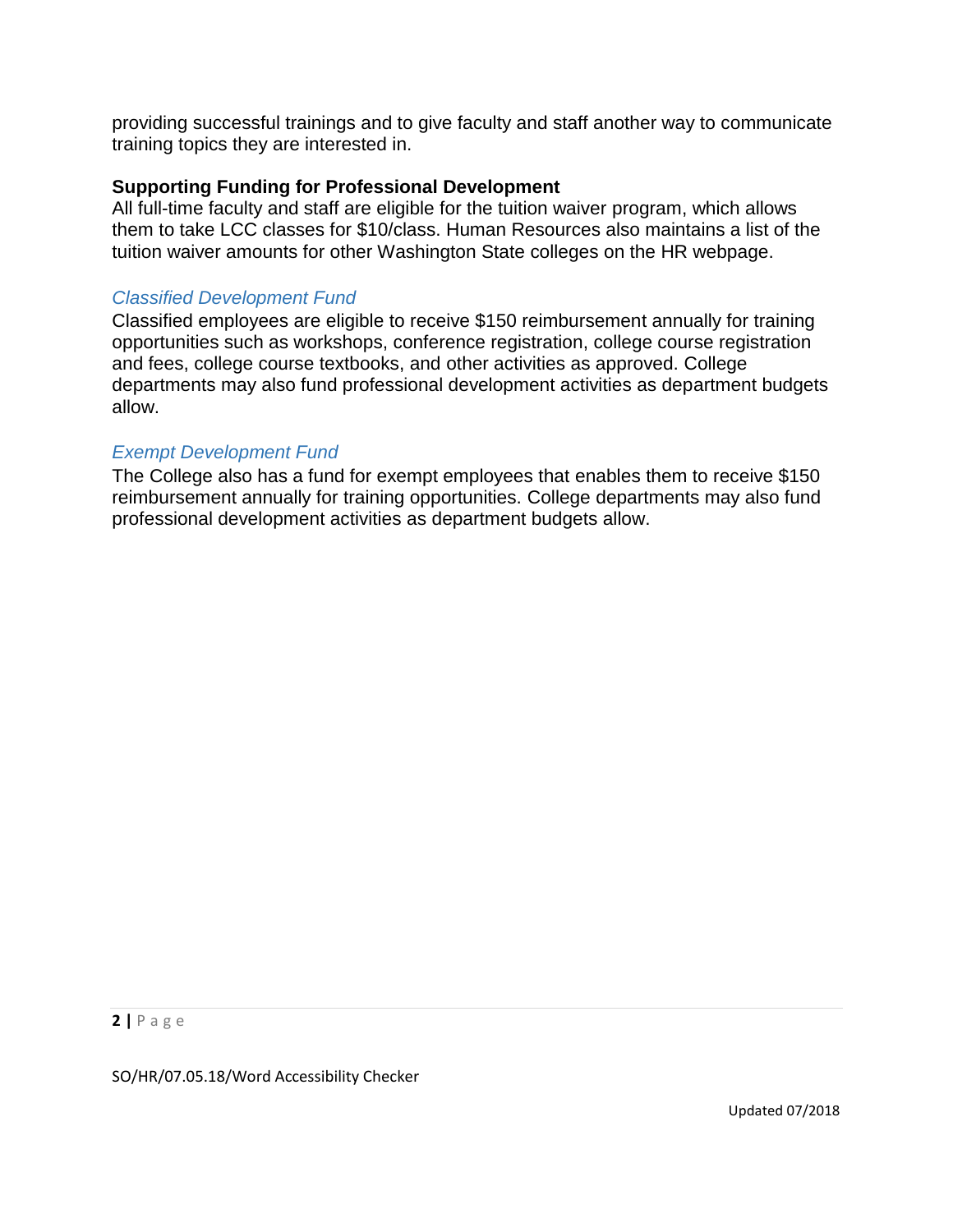providing successful trainings and to give faculty and staff another way to communicate training topics they are interested in.

### Supporting Funding for Professional Development

All full-time faculty and staff are eligible for the tuition waiver program, which allows them to take LCC classes for $10/class. Human Resources also maintains a list of the tuition waiver amounts for other Washington State colleges on the HR webpage.

#### *Classified Development Fund*

Classified employees are eligible to receive $150 reimbursement annually for training opportunities such as workshops, conference registration, college course registration and fees, college course textbooks, and other activities as approved. College departments may also fund professional development activities as department budgets allow.

#### *Exempt Development Fund*

The College also has a fund for exempt employees that enables them to receive $150 reimbursement annually for training opportunities. College departments may also fund professional development activities as department budgets allow.